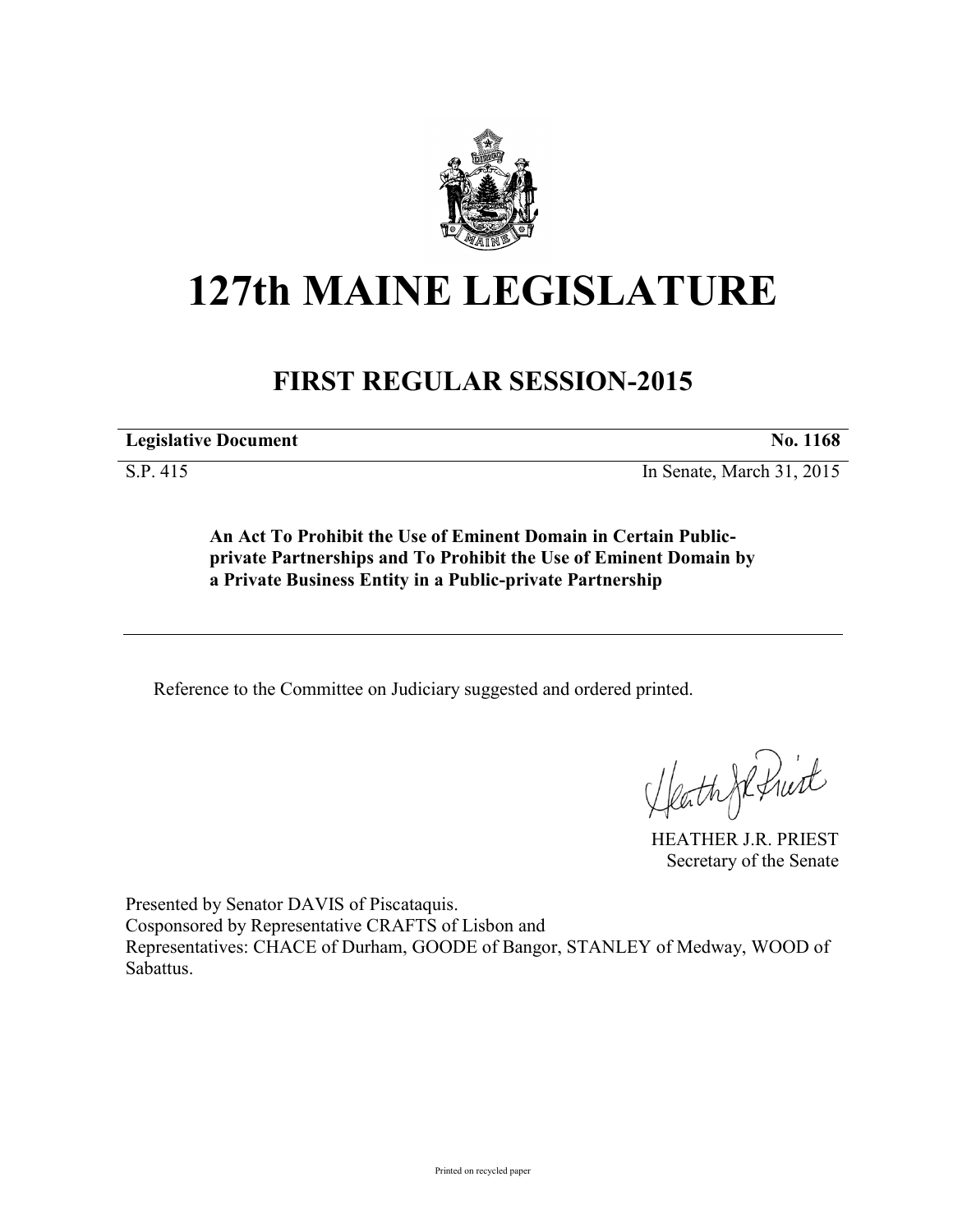# 127th MAINE LEGISLATURE

## FIRST REGULAR SESSION-2015

| **Legislative Document** | **No. 1168** |
| --- | --- |
| S.P. 415 | In Senate, March 31, 2015 |

**An Act To Prohibit the Use of Eminent Domain in Certain Public-private Partnerships and To Prohibit the Use of Eminent Domain by a Private Business Entity in a Public-private Partnership**

Reference to the Committee on Judiciary suggested and ordered printed.

HEATHER J.R. PRIEST
Secretary of the Senate

Presented by Senator DAVIS of Piscataquis.
Cosponsored by Representative CRAFTS of Lisbon and
Representatives: CHACE of Durham, GOODE of Bangor, STANLEY of Medway, WOOD of Sabattus.

Printed on recycled paper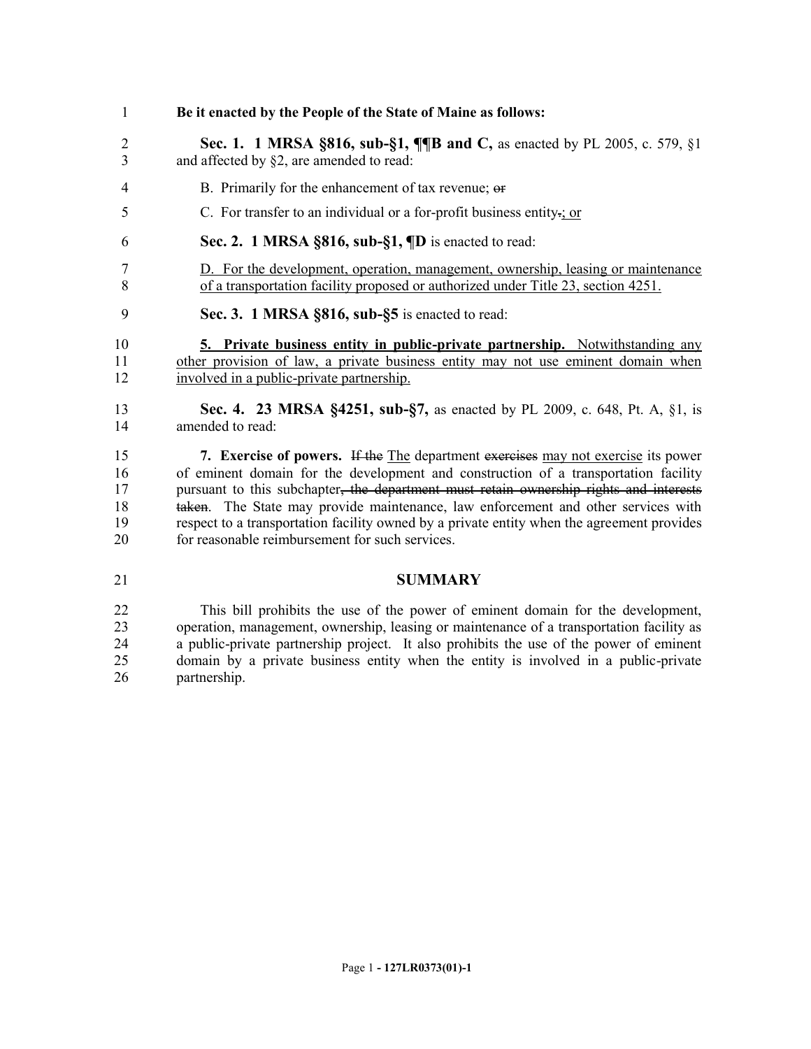**Be it enacted by the People of the State of Maine as follows:**

**Sec. 1. 1 MRSA §816, sub-§1, ¶¶B and C,** as enacted by PL 2005, c. 579, §1 and affected by §2, are amended to read:

B. Primarily for the enhancement of tax revenue; ~~or~~

C. For transfer to an individual or a for-profit business entity~~.~~; or

**Sec. 2. 1 MRSA §816, sub-§1, ¶D** is enacted to read:

D. For the development, operation, management, ownership, leasing or maintenance of a transportation facility proposed or authorized under Title 23, section 4251.

**Sec. 3. 1 MRSA §816, sub-§5** is enacted to read:

**5. Private business entity in public-private partnership.** Notwithstanding any other provision of law, a private business entity may not use eminent domain when involved in a public-private partnership.

**Sec. 4. 23 MRSA §4251, sub-§7,** as enacted by PL 2009, c. 648, Pt. A, §1, is amended to read:

**7. Exercise of powers.** ~~If the~~ The department ~~exercises~~ may not exercise its power of eminent domain for the development and construction of a transportation facility pursuant to this subchapter~~, the department must retain ownership rights and interests taken~~. The State may provide maintenance, law enforcement and other services with respect to a transportation facility owned by a private entity when the agreement provides for reasonable reimbursement for such services.

## SUMMARY

This bill prohibits the use of the power of eminent domain for the development, operation, management, ownership, leasing or maintenance of a transportation facility as a public-private partnership project. It also prohibits the use of the power of eminent domain by a private business entity when the entity is involved in a public-private partnership.